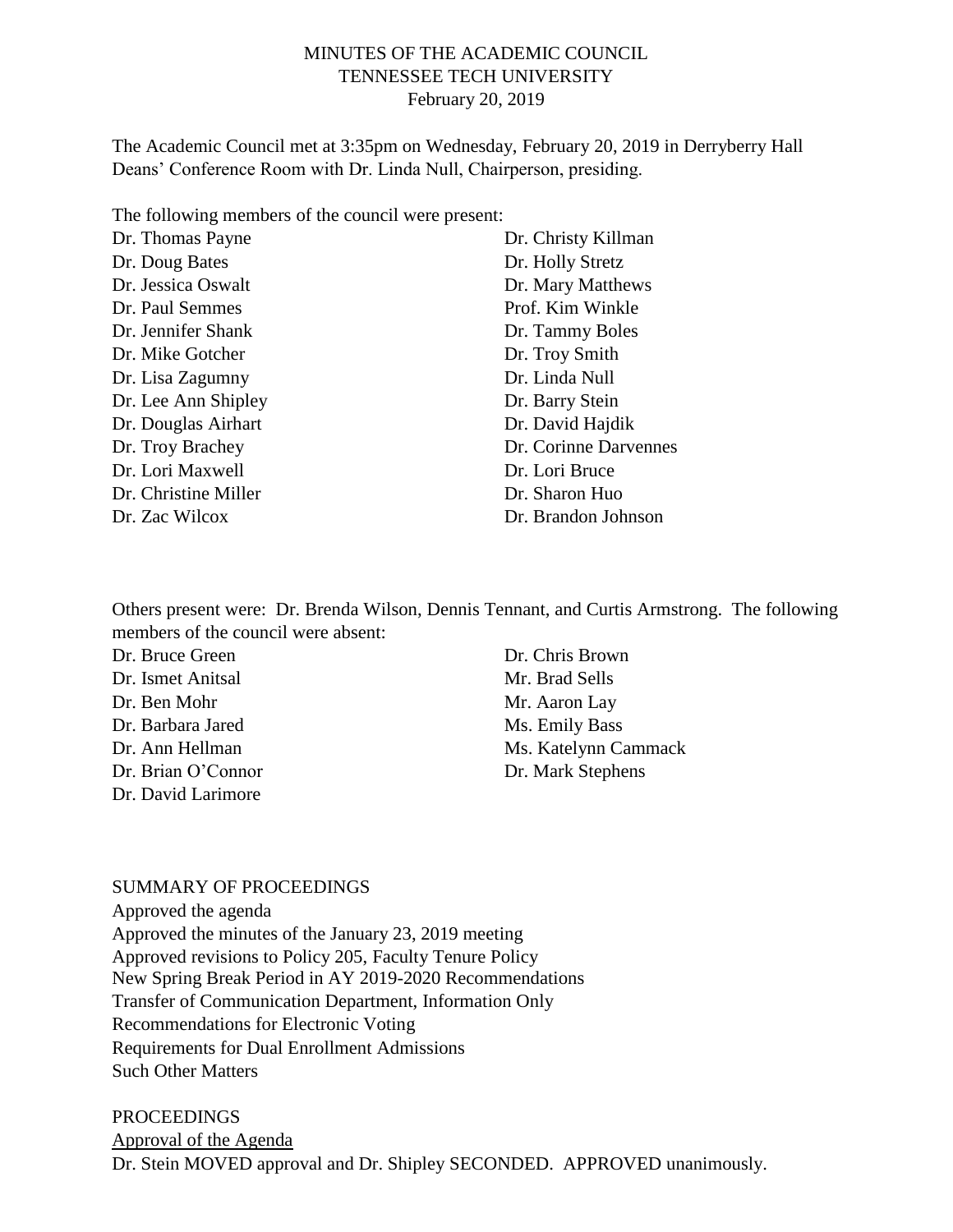# MINUTES OF THE ACADEMIC COUNCIL
## TENNESSEE TECH UNIVERSITY
### February 20, 2019

The Academic Council met at 3:35pm on Wednesday, February 20, 2019 in Derryberry Hall Deans' Conference Room with Dr. Linda Null, Chairperson, presiding.

The following members of the council were present:

Dr. Thomas Payne
Dr. Doug Bates
Dr. Jessica Oswalt
Dr. Paul Semmes
Dr. Jennifer Shank
Dr. Mike Gotcher
Dr. Lisa Zagumny
Dr. Lee Ann Shipley
Dr. Douglas Airhart
Dr. Troy Brachey
Dr. Lori Maxwell
Dr. Christine Miller
Dr. Zac Wilcox
Dr. Christy Killman
Dr. Holly Stretz
Dr. Mary Matthews
Prof. Kim Winkle
Dr. Tammy Boles
Dr. Troy Smith
Dr. Linda Null
Dr. Barry Stein
Dr. David Hajdik
Dr. Corinne Darvennes
Dr. Lori Bruce
Dr. Sharon Huo
Dr. Brandon Johnson

Others present were: Dr. Brenda Wilson, Dennis Tennant, and Curtis Armstrong. The following members of the council were absent:

Dr. Bruce Green
Dr. Ismet Anitsal
Dr. Ben Mohr
Dr. Barbara Jared
Dr. Ann Hellman
Dr. Brian O'Connor
Dr. David Larimore
Dr. Chris Brown
Mr. Brad Sells
Mr. Aaron Lay
Ms. Emily Bass
Ms. Katelynn Cammack
Dr. Mark Stephens

SUMMARY OF PROCEEDINGS

Approved the agenda
Approved the minutes of the January 23, 2019 meeting
Approved revisions to Policy 205, Faculty Tenure Policy
New Spring Break Period in AY 2019-2020 Recommendations
Transfer of Communication Department, Information Only
Recommendations for Electronic Voting
Requirements for Dual Enrollment Admissions
Such Other Matters

PROCEEDINGS

Approval of the Agenda

Dr. Stein MOVED approval and Dr. Shipley SECONDED. APPROVED unanimously.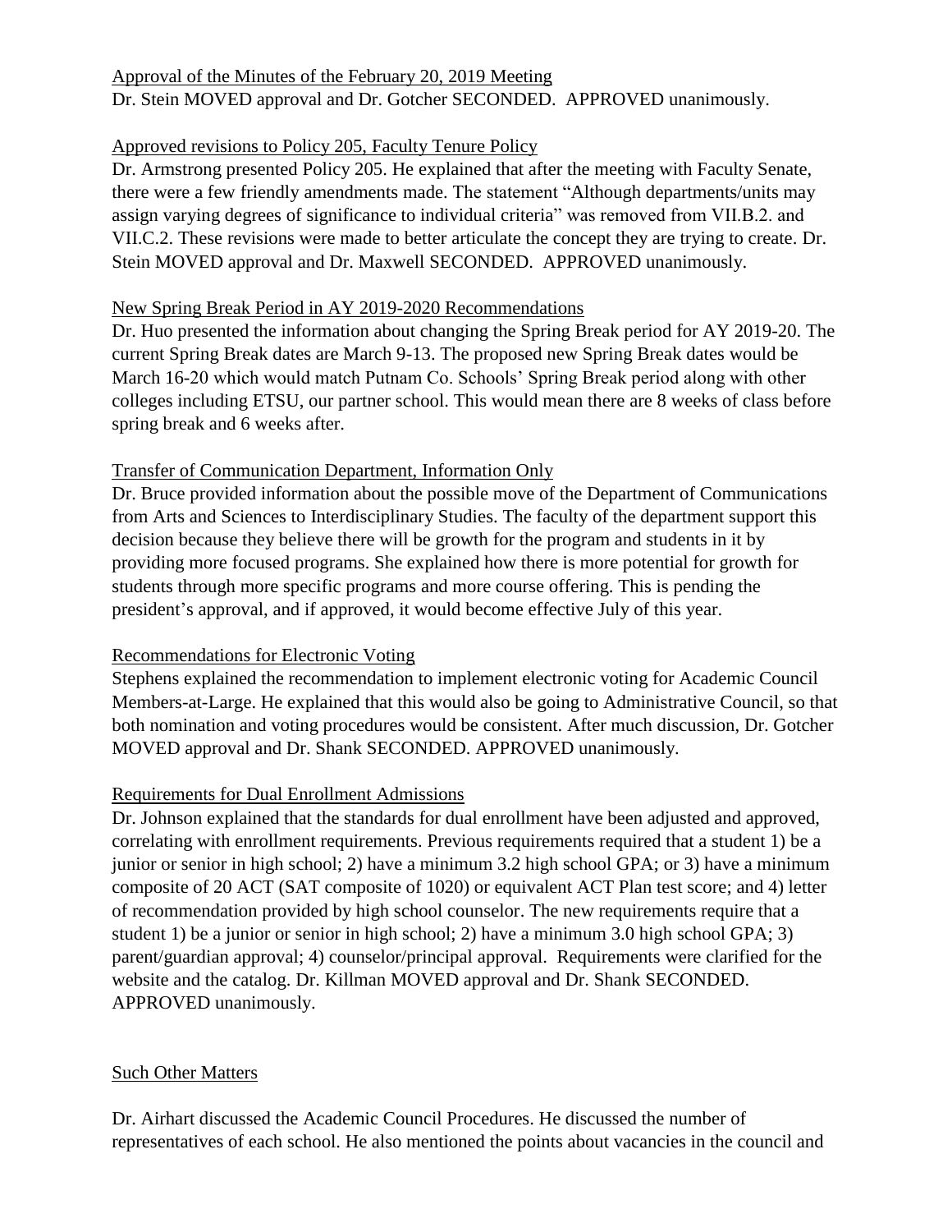Approval of the Minutes of the February 20, 2019 Meeting

Dr. Stein MOVED approval and Dr. Gotcher SECONDED. APPROVED unanimously.

Approved revisions to Policy 205, Faculty Tenure Policy

Dr. Armstrong presented Policy 205. He explained that after the meeting with Faculty Senate, there were a few friendly amendments made. The statement "Although departments/units may assign varying degrees of significance to individual criteria" was removed from VII.B.2. and VII.C.2. These revisions were made to better articulate the concept they are trying to create. Dr. Stein MOVED approval and Dr. Maxwell SECONDED. APPROVED unanimously.

New Spring Break Period in AY 2019-2020 Recommendations

Dr. Huo presented the information about changing the Spring Break period for AY 2019-20. The current Spring Break dates are March 9-13. The proposed new Spring Break dates would be March 16-20 which would match Putnam Co. Schools' Spring Break period along with other colleges including ETSU, our partner school. This would mean there are 8 weeks of class before spring break and 6 weeks after.

Transfer of Communication Department, Information Only

Dr. Bruce provided information about the possible move of the Department of Communications from Arts and Sciences to Interdisciplinary Studies. The faculty of the department support this decision because they believe there will be growth for the program and students in it by providing more focused programs. She explained how there is more potential for growth for students through more specific programs and more course offering. This is pending the president's approval, and if approved, it would become effective July of this year.

Recommendations for Electronic Voting

Stephens explained the recommendation to implement electronic voting for Academic Council Members-at-Large. He explained that this would also be going to Administrative Council, so that both nomination and voting procedures would be consistent. After much discussion, Dr. Gotcher MOVED approval and Dr. Shank SECONDED. APPROVED unanimously.

Requirements for Dual Enrollment Admissions

Dr. Johnson explained that the standards for dual enrollment have been adjusted and approved, correlating with enrollment requirements. Previous requirements required that a student 1) be a junior or senior in high school; 2) have a minimum 3.2 high school GPA; or 3) have a minimum composite of 20 ACT (SAT composite of 1020) or equivalent ACT Plan test score; and 4) letter of recommendation provided by high school counselor. The new requirements require that a student 1) be a junior or senior in high school; 2) have a minimum 3.0 high school GPA; 3) parent/guardian approval; 4) counselor/principal approval. Requirements were clarified for the website and the catalog. Dr. Killman MOVED approval and Dr. Shank SECONDED. APPROVED unanimously.

Such Other Matters

Dr. Airhart discussed the Academic Council Procedures. He discussed the number of representatives of each school. He also mentioned the points about vacancies in the council and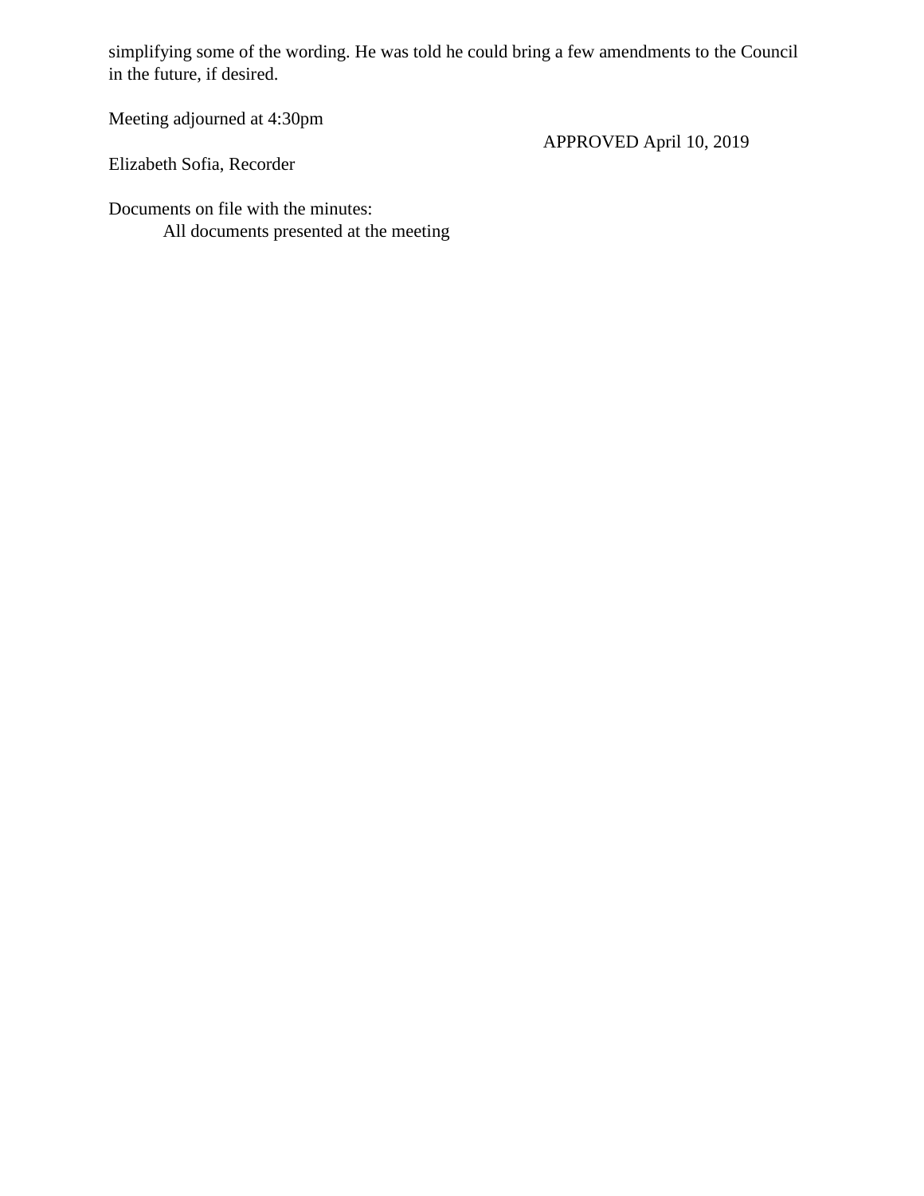simplifying some of the wording. He was told he could bring a few amendments to the Council in the future, if desired.

Meeting adjourned at 4:30pm

APPROVED April 10, 2019

Elizabeth Sofia, Recorder

Documents on file with the minutes:

All documents presented at the meeting